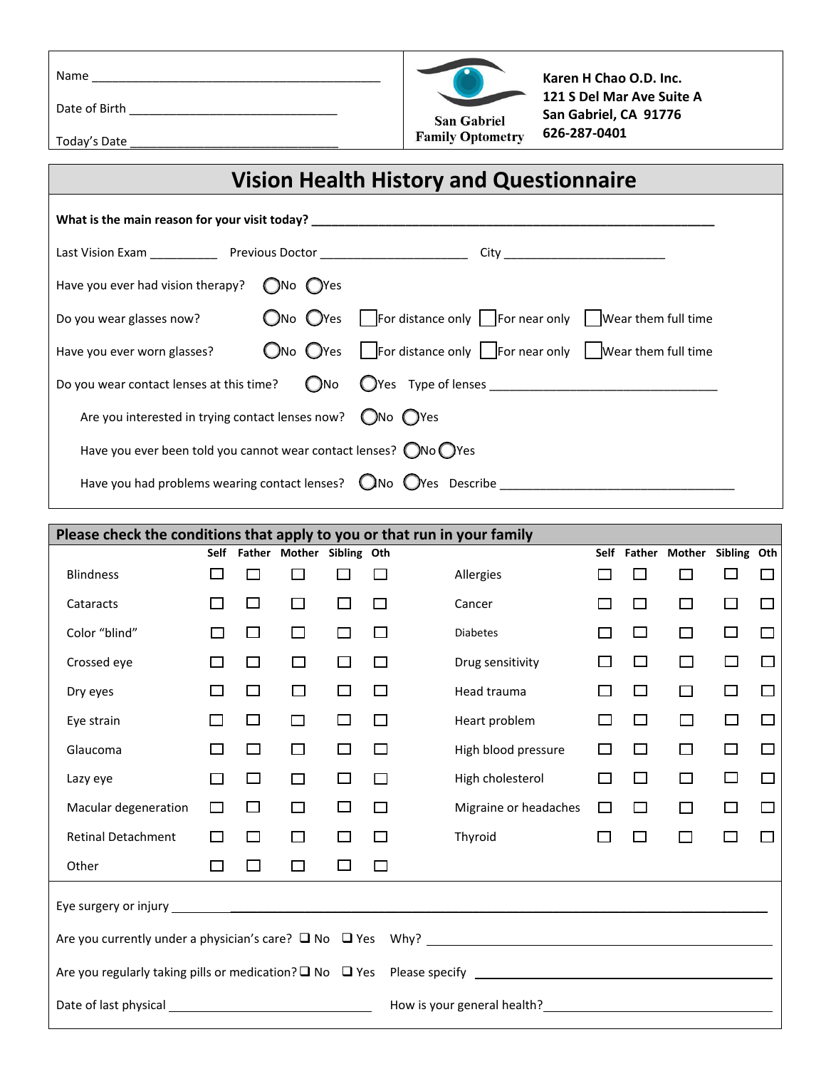Name ___________________________________________

Date of Birth _______________________________

Today's Date _______________________________

San Gabriel Family Optometry

**Karen H Chao O.D. Inc.**
**121 S Del Mar Ave Suite A**
**San Gabriel, CA 91776**
**626-287-0401**

# Vision Health History and Questionnaire

**What is the main reason for your visit today?** ___________________________________________________________

Last Vision Exam __________ Previous Doctor ______________________ City ________________________

Have you ever had vision therapy? ◯No ◯Yes

Do you wear glasses now? ◯No ◯Yes ☐For distance only ☐For near only ☐Wear them full time

Have you ever worn glasses? ◯No ◯Yes ☐For distance only ☐For near only ☐Wear them full time

Do you wear contact lenses at this time? ◯No ◯Yes Type of lenses __________________________________

- Are you interested in trying contact lenses now? ◯No ◯Yes
- Have you ever been told you cannot wear contact lenses? ◯No ◯Yes
- Have you had problems wearing contact lenses? ◯No ◯Yes Describe ___________________________________

## Please check the conditions that apply to you or that run in your family

| | Self | Father | Mother | Sibling | Oth | | Self | Father | Mother | Sibling | Oth |
|---|---|---|---|---|---|---|---|---|---|---|---|
| Blindness | ☐ | ☐ | ☐ | ☐ | ☐ | Allergies | ☐ | ☐ | ☐ | ☐ | ☐ |
| Cataracts | ☐ | ☐ | ☐ | ☐ | ☐ | Cancer | ☐ | ☐ | ☐ | ☐ | ☐ |
| Color "blind" | ☐ | ☐ | ☐ | ☐ | ☐ | Diabetes | ☐ | ☐ | ☐ | ☐ | ☐ |
| Crossed eye | ☐ | ☐ | ☐ | ☐ | ☐ | Drug sensitivity | ☐ | ☐ | ☐ | ☐ | ☐ |
| Dry eyes | ☐ | ☐ | ☐ | ☐ | ☐ | Head trauma | ☐ | ☐ | ☐ | ☐ | ☐ |
| Eye strain | ☐ | ☐ | ☐ | ☐ | ☐ | Heart problem | ☐ | ☐ | ☐ | ☐ | ☐ |
| Glaucoma | ☐ | ☐ | ☐ | ☐ | ☐ | High blood pressure | ☐ | ☐ | ☐ | ☐ | ☐ |
| Lazy eye | ☐ | ☐ | ☐ | ☐ | ☐ | High cholesterol | ☐ | ☐ | ☐ | ☐ | ☐ |
| Macular degeneration | ☐ | ☐ | ☐ | ☐ | ☐ | Migraine or headaches | ☐ | ☐ | ☐ | ☐ | ☐ |
| Retinal Detachment | ☐ | ☐ | ☐ | ☐ | ☐ | Thyroid | ☐ | ☐ | ☐ | ☐ | ☐ |
| Other | ☐ | ☐ | ☐ | ☐ | ☐ | | | | | | |

Eye surgery or injury ______________________________________________________________________________

Are you currently under a physician's care? ☐ No ☐ Yes Why? ____________________________________________

Are you regularly taking pills or medication? ☐ No ☐ Yes Please specify _____________________________________

Date of last physical _____________________________ How is your general health? ______________________________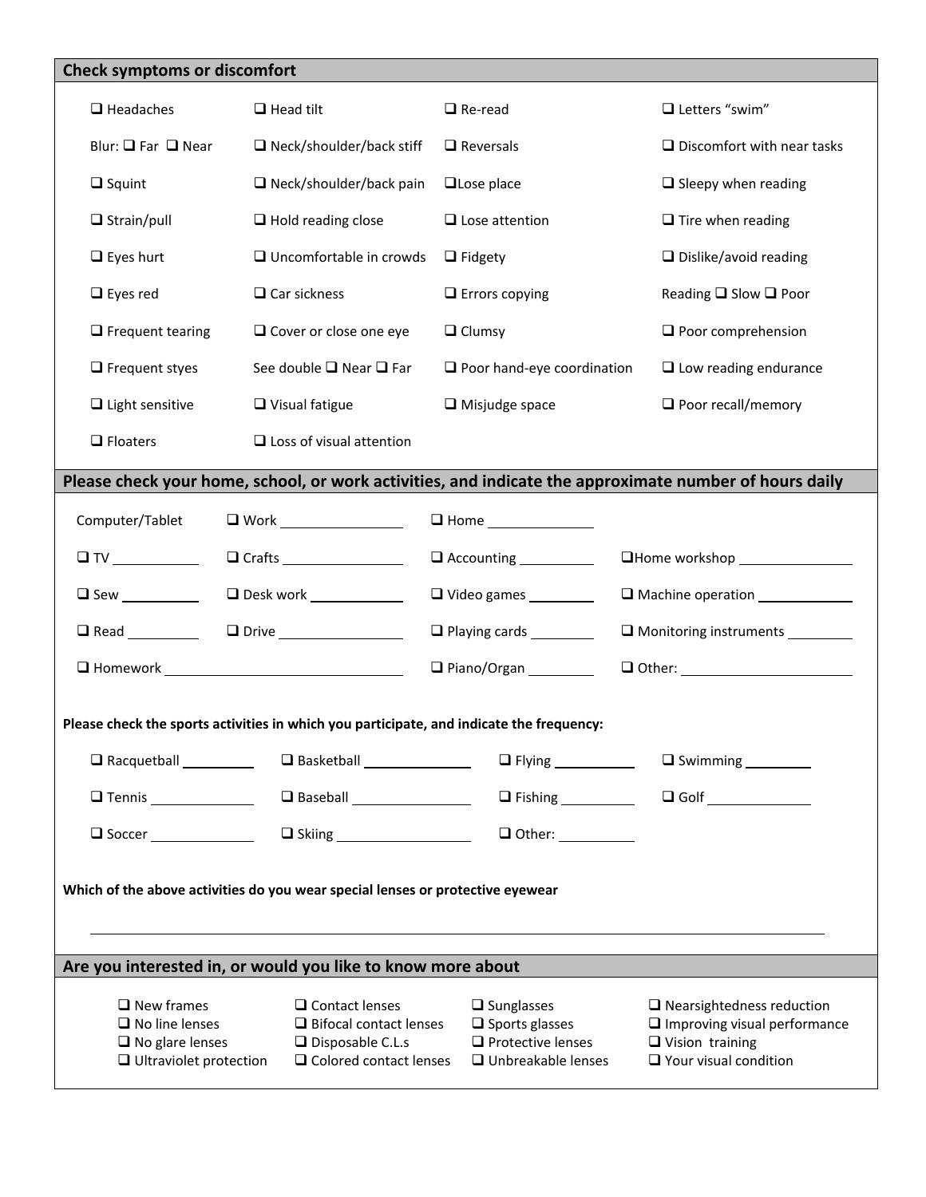## Check symptoms or discomfort

| | | | |
|---|---|---|---|
| ❑ Headaches | ❑ Head tilt | ❑ Re-read | ❑ Letters "swim" |
| Blur: ❑ Far ❑ Near | ❑ Neck/shoulder/back stiff | ❑ Reversals | ❑ Discomfort with near tasks |
| ❑ Squint | ❑ Neck/shoulder/back pain | ❑ Lose place | ❑ Sleepy when reading |
| ❑ Strain/pull | ❑ Hold reading close | ❑ Lose attention | ❑ Tire when reading |
| ❑ Eyes hurt | ❑ Uncomfortable in crowds | ❑ Fidgety | ❑ Dislike/avoid reading |
| ❑ Eyes red | ❑ Car sickness | ❑ Errors copying | Reading ❑ Slow ❑ Poor |
| ❑ Frequent tearing | ❑ Cover or close one eye | ❑ Clumsy | ❑ Poor comprehension |
| ❑ Frequent styes | See double ❑ Near ❑ Far | ❑ Poor hand-eye coordination | ❑ Low reading endurance |
| ❑ Light sensitive | ❑ Visual fatigue | ❑ Misjudge space | ❑ Poor recall/memory |
| ❑ Floaters | ❑ Loss of visual attention | | |

## Please check your home, school, or work activities, and indicate the approximate number of hours daily

| | | | |
|---|---|---|---|
| Computer/Tablet | ❑ Work ________ | ❑ Home ________ | |
| ❑ TV ________ | ❑ Crafts ________ | ❑ Accounting ________ | ❑ Home workshop ________ |
| ❑ Sew ________ | ❑ Desk work ________ | ❑ Video games ________ | ❑ Machine operation ________ |
| ❑ Read ________ | ❑ Drive ________ | ❑ Playing cards ________ | ❑ Monitoring instruments ________ |
| ❑ Homework ________ | | ❑ Piano/Organ ________ | ❑ Other: ________ |

**Please check the sports activities in which you participate, and indicate the frequency:**

| | | | |
|---|---|---|---|
| ❑ Racquetball ________ | ❑ Basketball ________ | ❑ Flying ________ | ❑ Swimming ________ |
| ❑ Tennis ________ | ❑ Baseball ________ | ❑ Fishing ________ | ❑ Golf ________ |
| ❑ Soccer ________ | ❑ Skiing ________ | ❑ Other: ________ | |

**Which of the above activities do you wear special lenses or protective eyewear**

________________________________________

## Are you interested in, or would you like to know more about

| | | | |
|---|---|---|---|
| ❑ New frames | ❑ Contact lenses | ❑ Sunglasses | ❑ Nearsightedness reduction |
| ❑ No line lenses | ❑ Bifocal contact lenses | ❑ Sports glasses | ❑ Improving visual performance |
| ❑ No glare lenses | ❑ Disposable C.L.s | ❑ Protective lenses | ❑ Vision training |
| ❑ Ultraviolet protection | ❑ Colored contact lenses | ❑ Unbreakable lenses | ❑ Your visual condition |